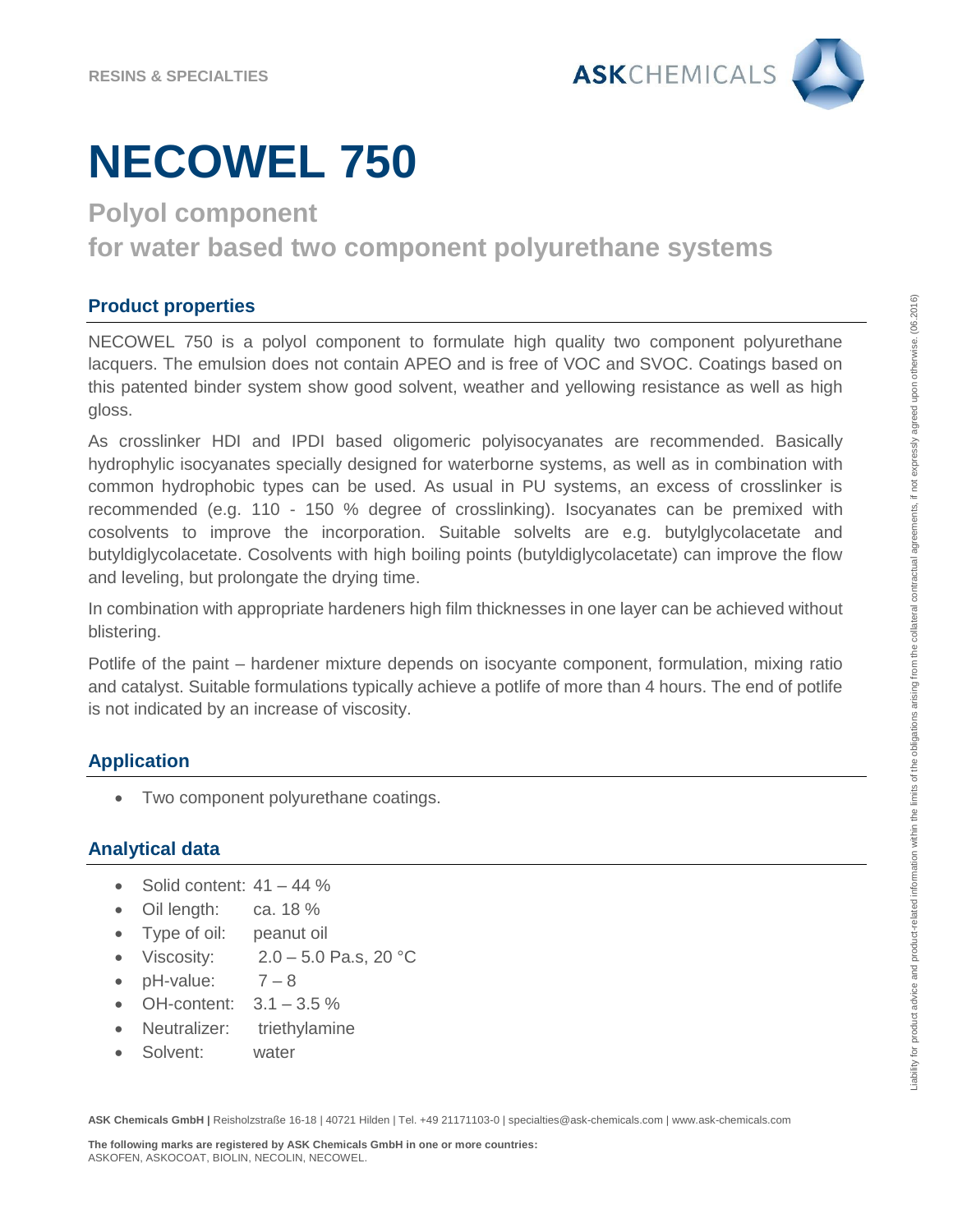RESINS & SPECIALTIES

# NECOWEL 750

## Polyol component
## for water based two component polyurethane systems

### Product properties

NECOWEL 750 is a polyol component to formulate high quality two component polyurethane lacquers. The emulsion does not contain APEO and is free of VOC and SVOC. Coatings based on this patented binder system show good solvent, weather and yellowing resistance as well as high gloss.

As crosslinker HDI and IPDI based oligomeric polyisocyanates are recommended. Basically hydrophylic isocyanates specially designed for waterborne systems, as well as in combination with common hydrophobic types can be used. As usual in PU systems, an excess of crosslinker is recommended (e.g. 110 - 150 % degree of crosslinking). Isocyanates can be premixed with cosolvents to improve the incorporation. Suitable solvelts are e.g. butylglycolacetate and butyldiglycolacetate. Cosolvents with high boiling points (butyldiglycolacetate) can improve the flow and leveling, but prolongate the drying time.

In combination with appropriate hardeners high film thicknesses in one layer can be achieved without blistering.

Potlife of the paint – hardener mixture depends on isocyante component, formulation, mixing ratio and catalyst. Suitable formulations typically achieve a potlife of more than 4 hours. The end of potlife is not indicated by an increase of viscosity.

### Application

- Two component polyurethane coatings.

### Analytical data

- Solid content: 41 – 44 %
- Oil length: ca. 18 %
- Type of oil: peanut oil
- Viscosity: 2.0 – 5.0 Pa.s, 20 °C
- pH-value: 7 – 8
- OH-content: 3.1 – 3.5 %
- Neutralizer: triethylamine
- Solvent: water

**ASK Chemicals GmbH |** Reisholzstraße 16-18 | 40721 Hilden | Tel. +49 21171103-0 | specialties@ask-chemicals.com | www.ask-chemicals.com

**The following marks are registered by ASK Chemicals GmbH in one or more countries:**
ASKOFEN, ASKOCOAT, BIOLIN, NECOLIN, NECOWEL.

Liability for product advice and product-related information within the limits of the obligations arising from the collateral contractual agreements, if not expressly agreed upon otherwise. (06.2016)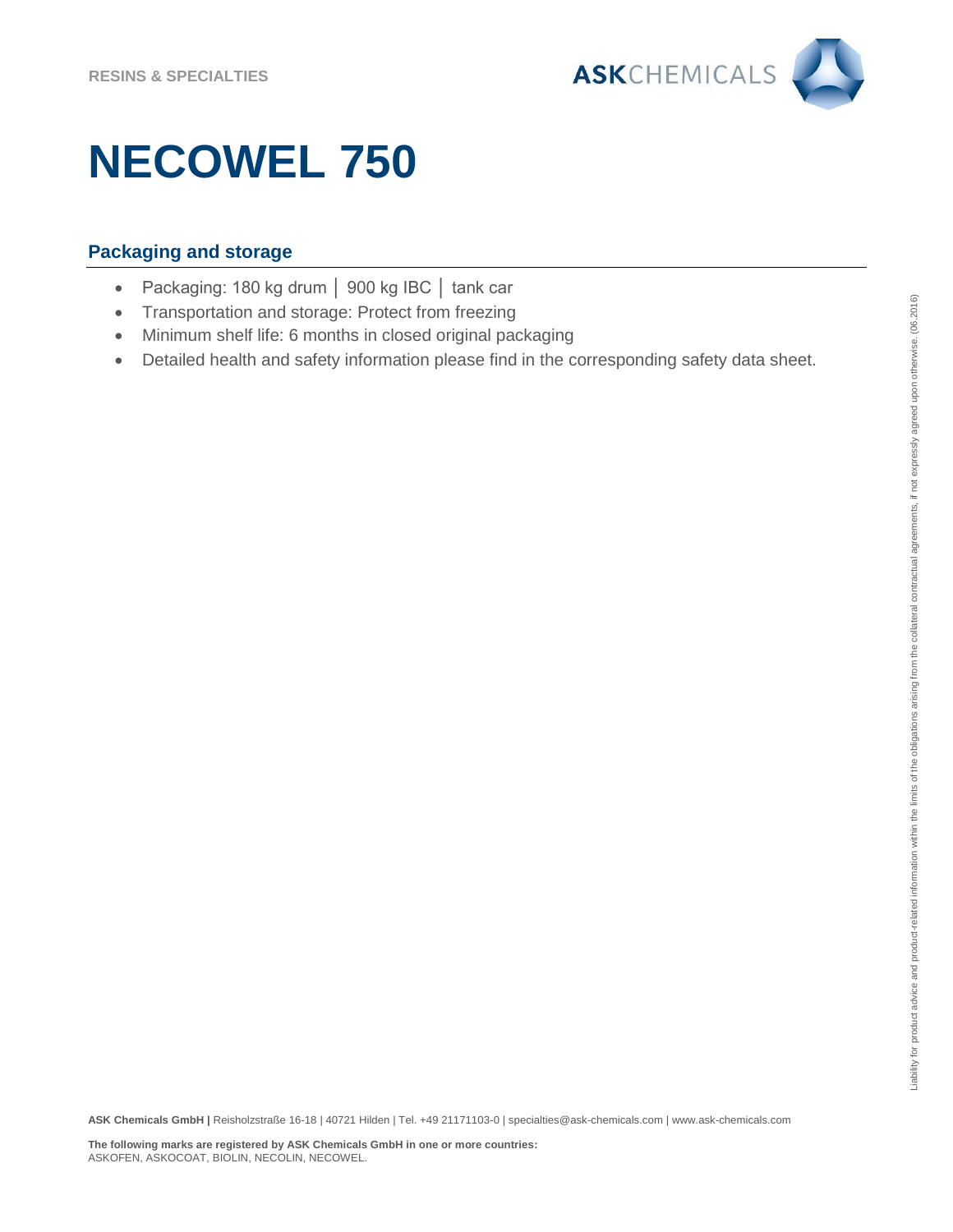# NECOWEL 750

## Packaging and storage

- Packaging: 180 kg drum │ 900 kg IBC │ tank car
- Transportation and storage: Protect from freezing
- Minimum shelf life: 6 months in closed original packaging
- Detailed health and safety information please find in the corresponding safety data sheet.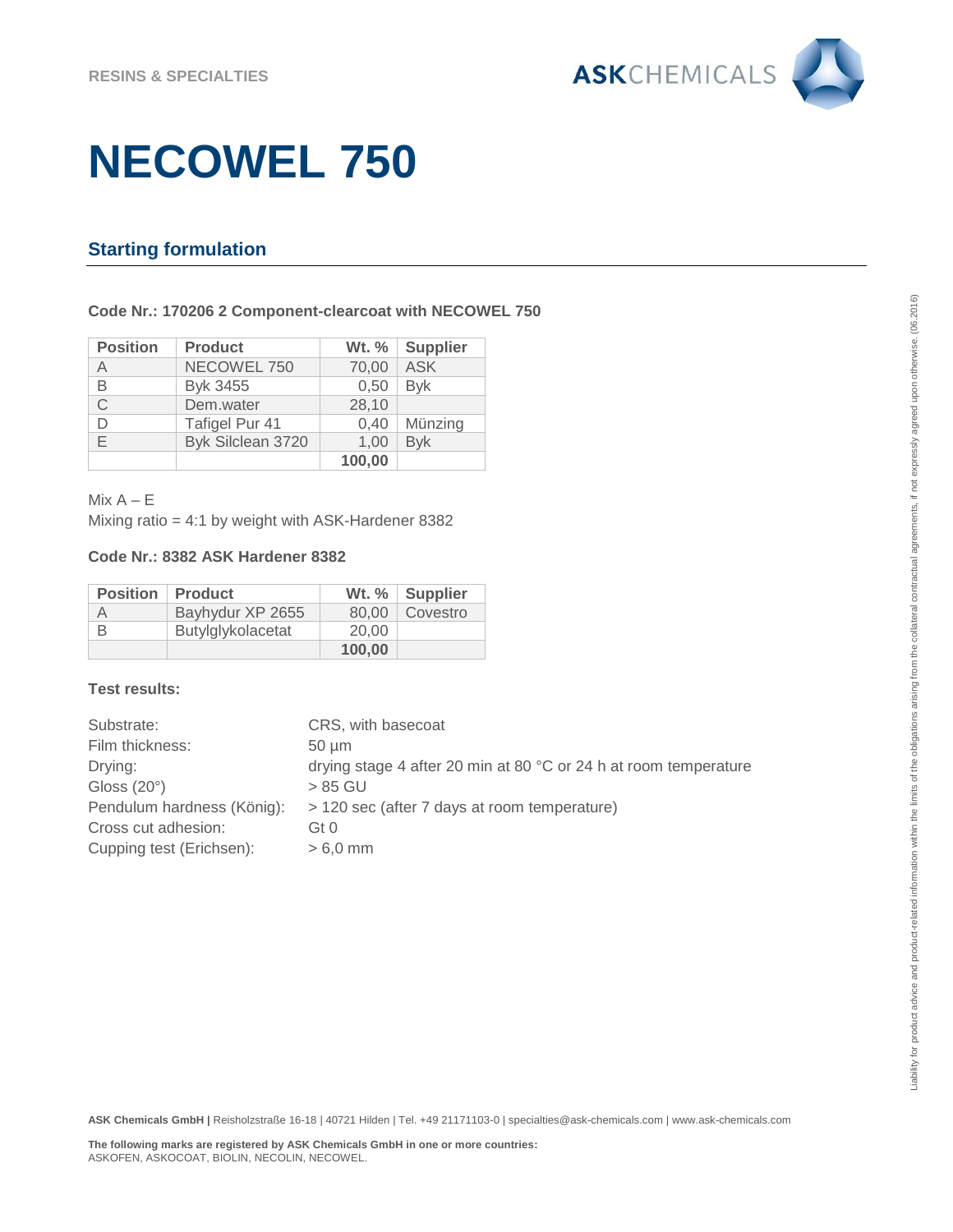RESINS & SPECIALTIES

# NECOWEL 750

## Starting formulation

**Code Nr.: 170206 2 Component-clearcoat with NECOWEL 750**

| Position | Product | Wt. % | Supplier |
|---|---|---|---|
| A | NECOWEL 750 | 70,00 | ASK |
| B | Byk 3455 | 0,50 | Byk |
| C | Dem.water | 28,10 | |
| D | Tafigel Pur 41 | 0,40 | Münzing |
| E | Byk Silclean 3720 | 1,00 | Byk |
| | | **100,00** | |

Mix A – E
Mixing ratio = 4:1 by weight with ASK-Hardener 8382

**Code Nr.: 8382 ASK Hardener 8382**

| Position | Product | Wt. % | Supplier |
|---|---|---|---|
| A | Bayhydur XP 2655 | 80,00 | Covestro |
| B | Butylglykolacetat | 20,00 | |
| | | **100,00** | |

**Test results:**

| | |
|---|---|
| Substrate: | CRS, with basecoat |
| Film thickness: | 50 µm |
| Drying: | drying stage 4 after 20 min at 80 °C or 24 h at room temperature |
| Gloss (20°) | > 85 GU |
| Pendulum hardness (König): | > 120 sec (after 7 days at room temperature) |
| Cross cut adhesion: | Gt 0 |
| Cupping test (Erichsen): | > 6,0 mm |

Liability for product advice and product-related information within the limits of the obligations arising from the collateral contractual agreements, if not expressly agreed upon otherwise. (06.2016)

**ASK Chemicals GmbH |** Reisholzstraße 16-18 | 40721 Hilden | Tel. +49 21171103-0 | specialties@ask-chemicals.com | www.ask-chemicals.com

**The following marks are registered by ASK Chemicals GmbH in one or more countries:**
ASKOFEN, ASKOCOAT, BIOLIN, NECOLIN, NECOWEL.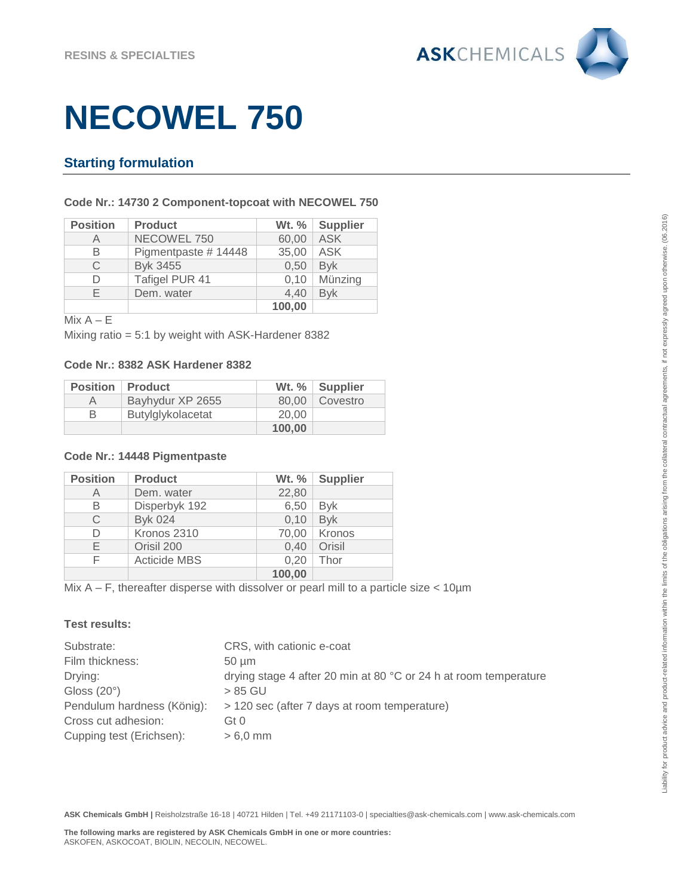RESINS & SPECIALTIES

# NECOWEL 750

## Starting formulation

### Code Nr.: 14730 2 Component-topcoat with NECOWEL 750

| Position | Product | Wt. % | Supplier |
|---|---|---|---|
| A | NECOWEL 750 | 60,00 | ASK |
| B | Pigmentpaste # 14448 | 35,00 | ASK |
| C | Byk 3455 | 0,50 | Byk |
| D | Tafigel PUR 41 | 0,10 | Münzing |
| E | Dem. water | 4,40 | Byk |
| | | **100,00** | |

Mix A – E

Mixing ratio = 5:1 by weight with ASK-Hardener 8382

### Code Nr.: 8382 ASK Hardener 8382

| Position | Product | Wt. % | Supplier |
|---|---|---|---|
| A | Bayhydur XP 2655 | 80,00 | Covestro |
| B | Butylglykolacetat | 20,00 | |
| | | **100,00** | |

### Code Nr.: 14448 Pigmentpaste

| Position | Product | Wt. % | Supplier |
|---|---|---|---|
| A | Dem. water | 22,80 | |
| B | Disperbyk 192 | 6,50 | Byk |
| C | Byk 024 | 0,10 | Byk |
| D | Kronos 2310 | 70,00 | Kronos |
| E | Orisil 200 | 0,40 | Orisil |
| F | Acticide MBS | 0,20 | Thor |
| | | **100,00** | |

Mix A – F, thereafter disperse with dissolver or pearl mill to a particle size < 10µm

### Test results:

| | |
|---|---|
| Substrate: | CRS, with cationic e-coat |
| Film thickness: | 50 µm |
| Drying: | drying stage 4 after 20 min at 80 °C or 24 h at room temperature |
| Gloss (20°) | > 85 GU |
| Pendulum hardness (König): | > 120 sec (after 7 days at room temperature) |
| Cross cut adhesion: | Gt 0 |
| Cupping test (Erichsen): | > 6,0 mm |

Liability for product advice and product-related information within the limits of the obligations arising from the collateral contractual agreements, if not expressly agreed upon otherwise. (06.2016)

**ASK Chemicals GmbH |** Reisholzstraße 16-18 | 40721 Hilden | Tel. +49 21171103-0 | specialties@ask-chemicals.com | www.ask-chemicals.com

**The following marks are registered by ASK Chemicals GmbH in one or more countries:**
ASKOFEN, ASKOCOAT, BIOLIN, NECOLIN, NECOWEL.